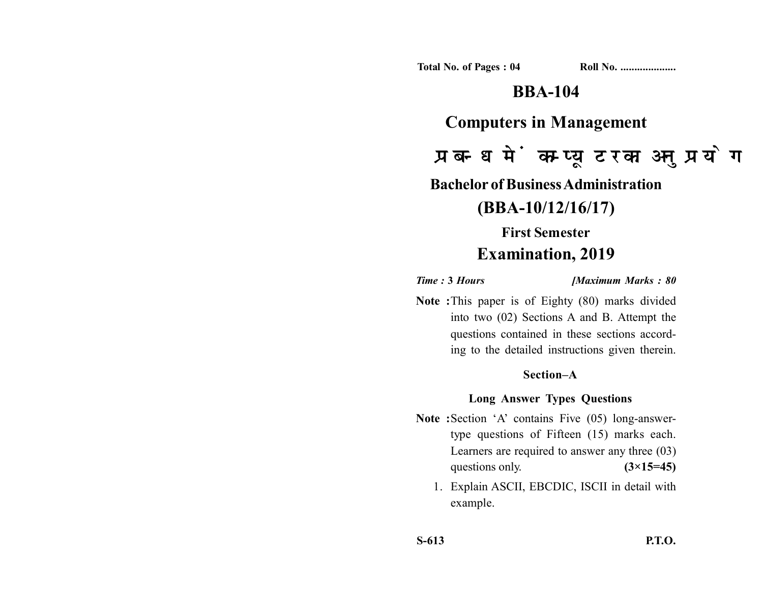Total No. of Pages : 04 Roll No. ....................

# BBA-104

## Computers in Management

## प्रबन्ध में कम्प्यूटर का अनुप्रयोग

### Bachelor of Business Administration

### (BBA-10/12/16/17)

### First Semester

### Examination, 2019

*Time :* **3** *Hours* *[Maximum Marks :* **80**

**Note :** This paper is of Eighty (80) marks divided into two (02) Sections A and B. Attempt the questions contained in these sections according to the detailed instructions given therein.

**Section–A**

**Long Answer Types Questions**

**Note :** Section 'A' contains Five (05) long-answer-type questions of Fifteen (15) marks each. Learners are required to answer any three (03) questions only. **(3×15=45)**

1. Explain ASCII, EBCDIC, ISCII in detail with example.

**S-613** **P.T.O.**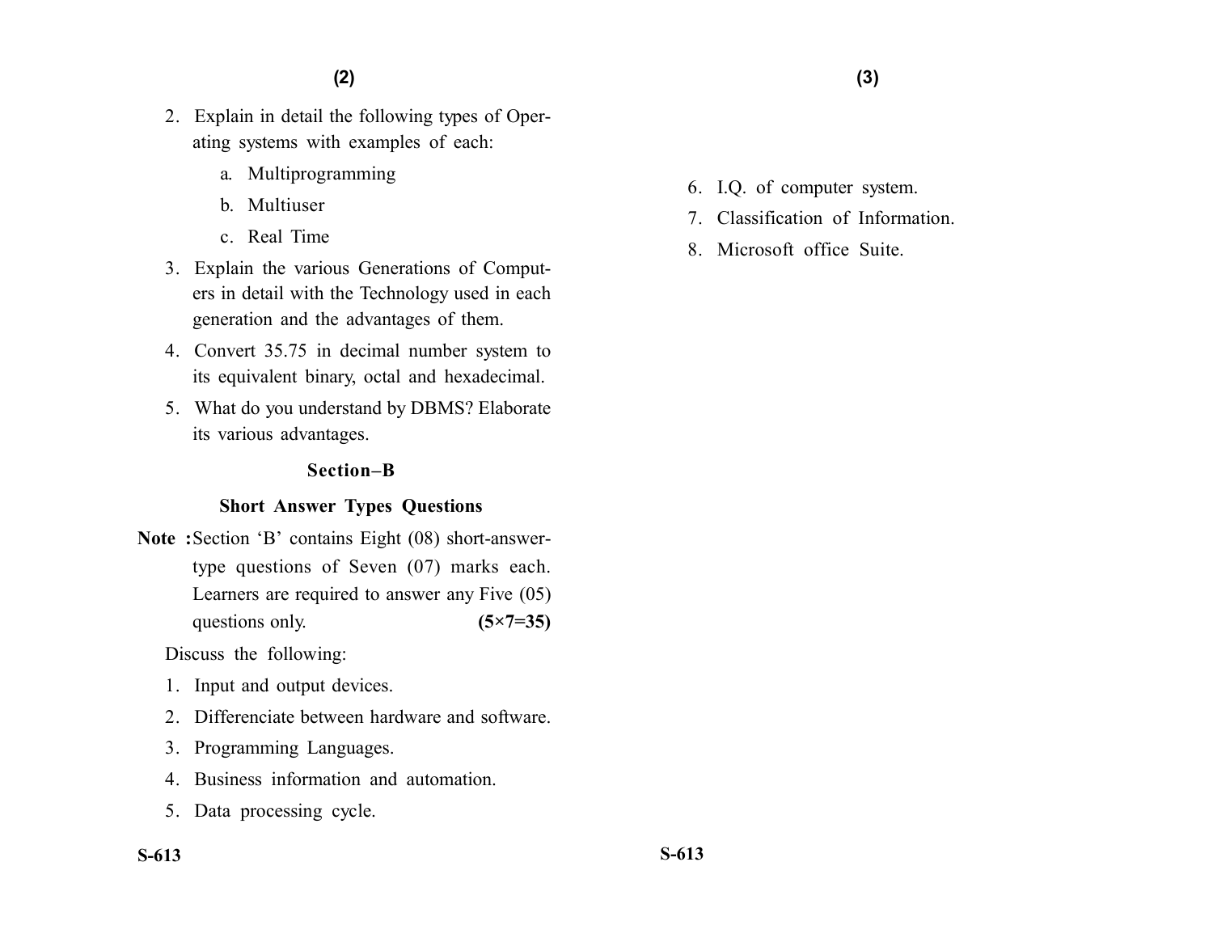2. Explain in detail the following types of Operating systems with examples of each:

   a. Multiprogramming

   b. Multiuser

   c. Real Time

3. Explain the various Generations of Computers in detail with the Technology used in each generation and the advantages of them.

4. Convert 35.75 in decimal number system to its equivalent binary, octal and hexadecimal.

5. What do you understand by DBMS? Elaborate its various advantages.

## Section–B

### Short Answer Types Questions

**Note :** Section 'B' contains Eight (08) short-answer-type questions of Seven (07) marks each. Learners are required to answer any Five (05) questions only. **(5×7=35)**

Discuss the following:

1. Input and output devices.
2. Differenciate between hardware and software.
3. Programming Languages.
4. Business information and automation.
5. Data processing cycle.
6. I.Q. of computer system.
7. Classification of Information.
8. Microsoft office Suite.